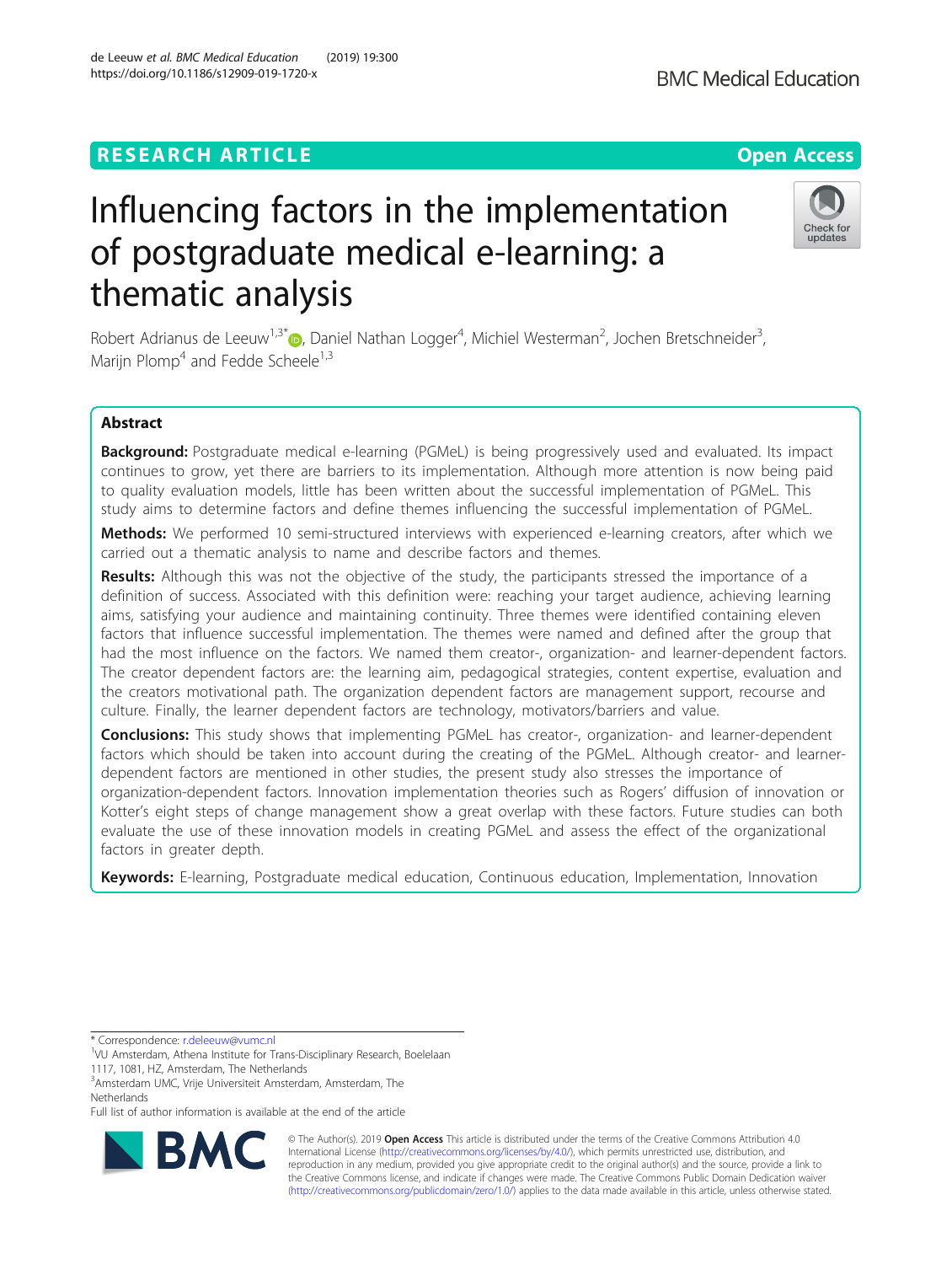RESEARCH ARTICLE

Open Access

# Influencing factors in the implementation of postgraduate medical e-learning: a thematic analysis

Robert Adrianus de Leeuw[1,3*], Daniel Nathan Logger[4], Michiel Westerman[2], Jochen Bretschneider[3], Marijn Plomp[4] and Fedde Scheele[1,3]

## Abstract

**Background:** Postgraduate medical e-learning (PGMeL) is being progressively used and evaluated. Its impact continues to grow, yet there are barriers to its implementation. Although more attention is now being paid to quality evaluation models, little has been written about the successful implementation of PGMeL. This study aims to determine factors and define themes influencing the successful implementation of PGMeL.

**Methods:** We performed 10 semi-structured interviews with experienced e-learning creators, after which we carried out a thematic analysis to name and describe factors and themes.

**Results:** Although this was not the objective of the study, the participants stressed the importance of a definition of success. Associated with this definition were: reaching your target audience, achieving learning aims, satisfying your audience and maintaining continuity. Three themes were identified containing eleven factors that influence successful implementation. The themes were named and defined after the group that had the most influence on the factors. We named them creator-, organization- and learner-dependent factors. The creator dependent factors are: the learning aim, pedagogical strategies, content expertise, evaluation and the creators motivational path. The organization dependent factors are management support, recourse and culture. Finally, the learner dependent factors are technology, motivators/barriers and value.

**Conclusions:** This study shows that implementing PGMeL has creator-, organization- and learner-dependent factors which should be taken into account during the creating of the PGMeL. Although creator- and learner-dependent factors are mentioned in other studies, the present study also stresses the importance of organization-dependent factors. Innovation implementation theories such as Rogers' diffusion of innovation or Kotter's eight steps of change management show a great overlap with these factors. Future studies can both evaluate the use of these innovation models in creating PGMeL and assess the effect of the organizational factors in greater depth.

**Keywords:** E-learning, Postgraduate medical education, Continuous education, Implementation, Innovation

---

* Correspondence: r.deleeuw@vumc.nl

[1]VU Amsterdam, Athena Institute for Trans-Disciplinary Research, Boelelaan 1117, 1081, HZ, Amsterdam, The Netherlands

[3]Amsterdam UMC, Vrije Universiteit Amsterdam, Amsterdam, The Netherlands

Full list of author information is available at the end of the article

© The Author(s). 2019 **Open Access** This article is distributed under the terms of the Creative Commons Attribution 4.0 International License (http://creativecommons.org/licenses/by/4.0/), which permits unrestricted use, distribution, and reproduction in any medium, provided you give appropriate credit to the original author(s) and the source, provide a link to the Creative Commons license, and indicate if changes were made. The Creative Commons Public Domain Dedication waiver (http://creativecommons.org/publicdomain/zero/1.0/) applies to the data made available in this article, unless otherwise stated.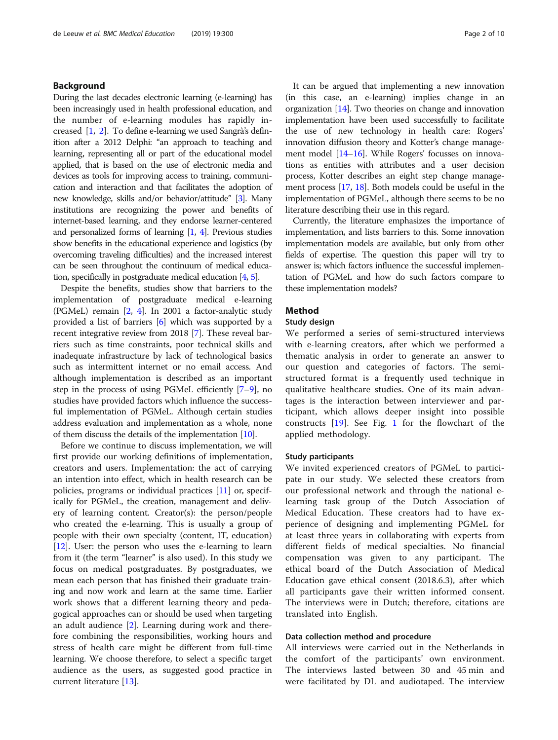## Background

During the last decades electronic learning (e-learning) has been increasingly used in health professional education, and the number of e-learning modules has rapidly increased [1, 2]. To define e-learning we used Sangrà's definition after a 2012 Delphi: "an approach to teaching and learning, representing all or part of the educational model applied, that is based on the use of electronic media and devices as tools for improving access to training, communication and interaction and that facilitates the adoption of new knowledge, skills and/or behavior/attitude" [3]. Many institutions are recognizing the power and benefits of internet-based learning, and they endorse learner-centered and personalized forms of learning [1, 4]. Previous studies show benefits in the educational experience and logistics (by overcoming traveling difficulties) and the increased interest can be seen throughout the continuum of medical education, specifically in postgraduate medical education [4, 5].

Despite the benefits, studies show that barriers to the implementation of postgraduate medical e-learning (PGMeL) remain [2, 4]. In 2001 a factor-analytic study provided a list of barriers [6] which was supported by a recent integrative review from 2018 [7]. These reveal barriers such as time constraints, poor technical skills and inadequate infrastructure by lack of technological basics such as intermittent internet or no email access. And although implementation is described as an important step in the process of using PGMeL efficiently [7–9], no studies have provided factors which influence the successful implementation of PGMeL. Although certain studies address evaluation and implementation as a whole, none of them discuss the details of the implementation [10].

Before we continue to discuss implementation, we will first provide our working definitions of implementation, creators and users. Implementation: the act of carrying an intention into effect, which in health research can be policies, programs or individual practices [11] or, specifically for PGMeL, the creation, management and delivery of learning content. Creator(s): the person/people who created the e-learning. This is usually a group of people with their own specialty (content, IT, education) [12]. User: the person who uses the e-learning to learn from it (the term "learner" is also used). In this study we focus on medical postgraduates. By postgraduates, we mean each person that has finished their graduate training and now work and learn at the same time. Earlier work shows that a different learning theory and pedagogical approaches can or should be used when targeting an adult audience [2]. Learning during work and therefore combining the responsibilities, working hours and stress of health care might be different from full-time learning. We choose therefore, to select a specific target audience as the users, as suggested good practice in current literature [13].

It can be argued that implementing a new innovation (in this case, an e-learning) implies change in an organization [14]. Two theories on change and innovation implementation have been used successfully to facilitate the use of new technology in health care: Rogers' innovation diffusion theory and Kotter's change management model [14–16]. While Rogers' focusses on innovations as entities with attributes and a user decision process, Kotter describes an eight step change management process [17, 18]. Both models could be useful in the implementation of PGMeL, although there seems to be no literature describing their use in this regard.

Currently, the literature emphasizes the importance of implementation, and lists barriers to this. Some innovation implementation models are available, but only from other fields of expertise. The question this paper will try to answer is; which factors influence the successful implementation of PGMeL and how do such factors compare to these implementation models?

## Method

### Study design

We performed a series of semi-structured interviews with e-learning creators, after which we performed a thematic analysis in order to generate an answer to our question and categories of factors. The semi-structured format is a frequently used technique in qualitative healthcare studies. One of its main advantages is the interaction between interviewer and participant, which allows deeper insight into possible constructs [19]. See Fig. 1 for the flowchart of the applied methodology.

### Study participants

We invited experienced creators of PGMeL to participate in our study. We selected these creators from our professional network and through the national e-learning task group of the Dutch Association of Medical Education. These creators had to have experience of designing and implementing PGMeL for at least three years in collaborating with experts from different fields of medical specialties. No financial compensation was given to any participant. The ethical board of the Dutch Association of Medical Education gave ethical consent (2018.6.3), after which all participants gave their written informed consent. The interviews were in Dutch; therefore, citations are translated into English.

### Data collection method and procedure

All interviews were carried out in the Netherlands in the comfort of the participants' own environment. The interviews lasted between 30 and 45 min and were facilitated by DL and audiotaped. The interview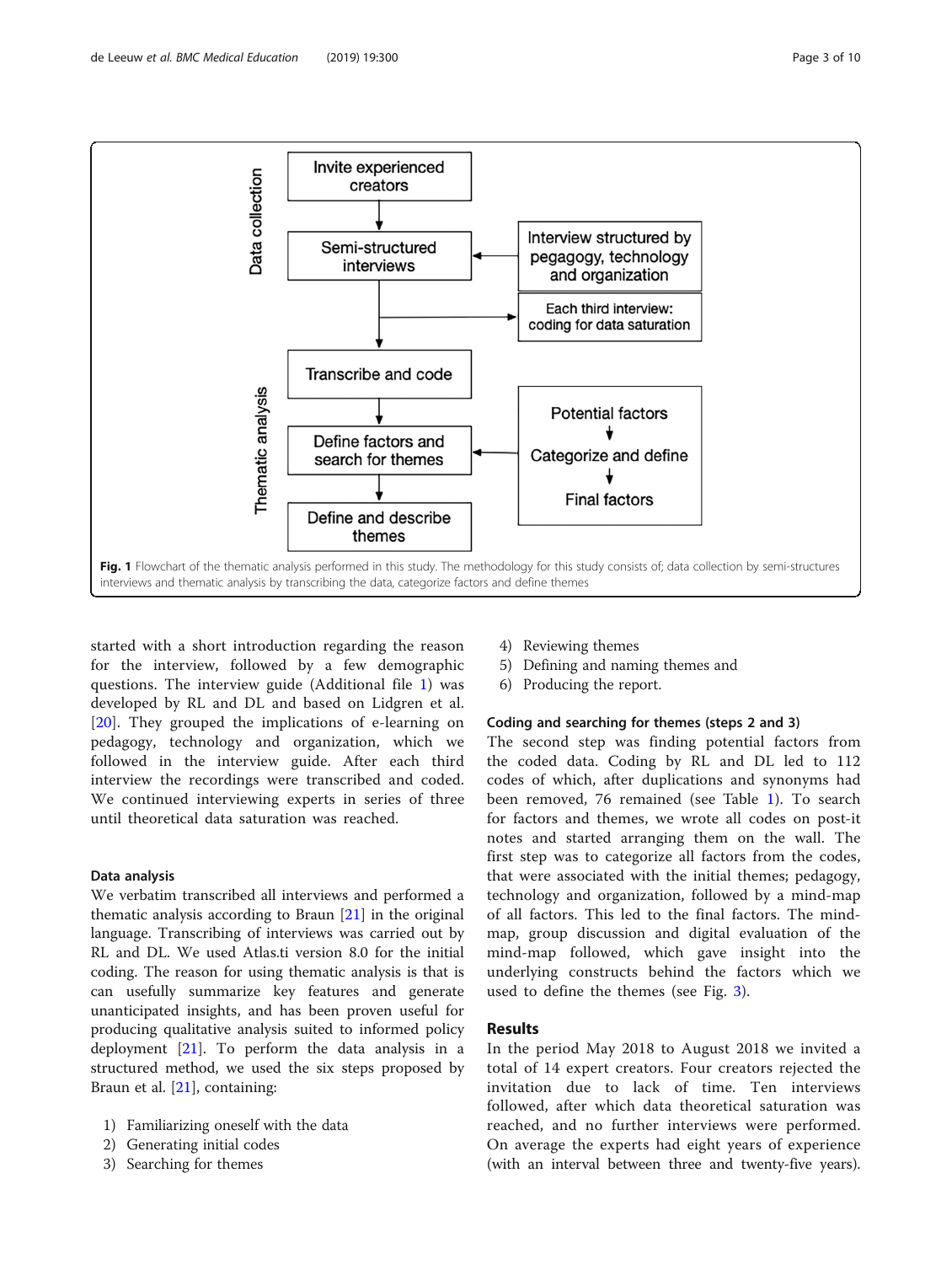**Fig. 1** Flowchart of the thematic analysis performed in this study. The methodology for this study consists of; data collection by semi-structures interviews and thematic analysis by transcribing the data, categorize factors and define themes

started with a short introduction regarding the reason for the interview, followed by a few demographic questions. The interview guide (Additional file 1) was developed by RL and DL and based on Lidgren et al. [20]. They grouped the implications of e-learning on pedagogy, technology and organization, which we followed in the interview guide. After each third interview the recordings were transcribed and coded. We continued interviewing experts in series of three until theoretical data saturation was reached.

### Data analysis

We verbatim transcribed all interviews and performed a thematic analysis according to Braun [21] in the original language. Transcribing of interviews was carried out by RL and DL. We used Atlas.ti version 8.0 for the initial coding. The reason for using thematic analysis is that is can usefully summarize key features and generate unanticipated insights, and has been proven useful for producing qualitative analysis suited to informed policy deployment [21]. To perform the data analysis in a structured method, we used the six steps proposed by Braun et al. [21], containing:

1) Familiarizing oneself with the data
2) Generating initial codes
3) Searching for themes
4) Reviewing themes
5) Defining and naming themes and
6) Producing the report.

### Coding and searching for themes (steps 2 and 3)

The second step was finding potential factors from the coded data. Coding by RL and DL led to 112 codes of which, after duplications and synonyms had been removed, 76 remained (see Table 1). To search for factors and themes, we wrote all codes on post-it notes and started arranging them on the wall. The first step was to categorize all factors from the codes, that were associated with the initial themes; pedagogy, technology and organization, followed by a mind-map of all factors. This led to the final factors. The mind-map, group discussion and digital evaluation of the mind-map followed, which gave insight into the underlying constructs behind the factors which we used to define the themes (see Fig. 3).

## Results

In the period May 2018 to August 2018 we invited a total of 14 expert creators. Four creators rejected the invitation due to lack of time. Ten interviews followed, after which data theoretical saturation was reached, and no further interviews were performed. On average the experts had eight years of experience (with an interval between three and twenty-five years).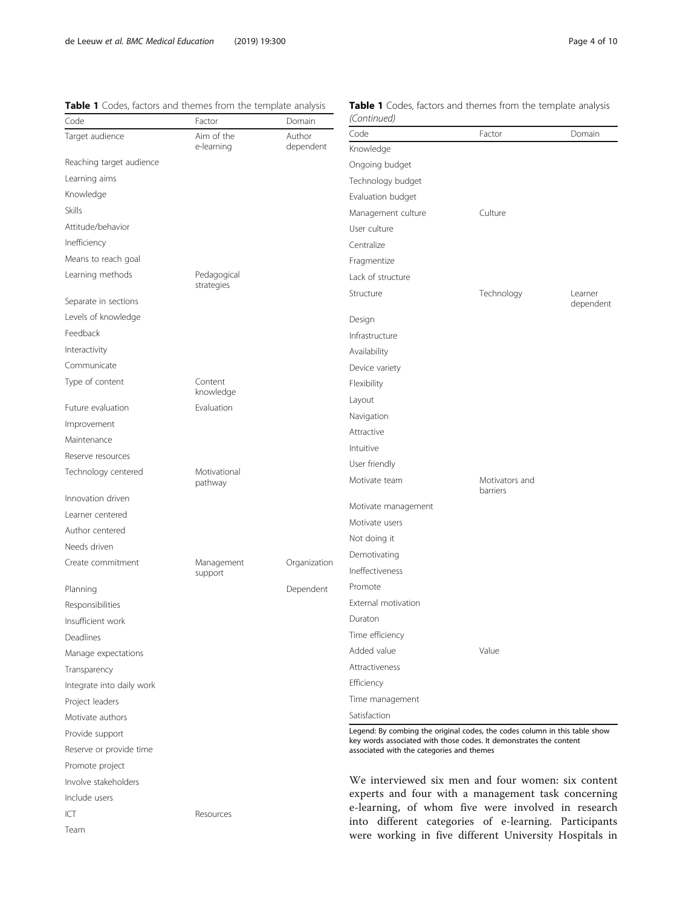**Table 1** Codes, factors and themes from the template analysis

| Code | Factor | Domain |
| --- | --- | --- |
| Target audience | Aim of the e-learning | Author dependent |
| Reaching target audience | | |
| Learning aims | | |
| Knowledge | | |
| Skills | | |
| Attitude/behavior | | |
| Inefficiency | | |
| Means to reach goal | | |
| Learning methods | Pedagogical strategies | |
| Separate in sections | | |
| Levels of knowledge | | |
| Feedback | | |
| Interactivity | | |
| Communicate | | |
| Type of content | Content knowledge | |
| Future evaluation | Evaluation | |
| Improvement | | |
| Maintenance | | |
| Reserve resources | | |
| Technology centered | Motivational pathway | |
| Innovation driven | | |
| Learner centered | | |
| Author centered | | |
| Needs driven | | |
| Create commitment | Management support | Organization |
| Planning | | Dependent |
| Responsibilities | | |
| Insufficient work | | |
| Deadlines | | |
| Manage expectations | | |
| Transparency | | |
| Integrate into daily work | | |
| Project leaders | | |
| Motivate authors | | |
| Provide support | | |
| Reserve or provide time | | |
| Promote project | | |
| Involve stakeholders | | |
| Include users | | |
| ICT | Resources | |
| Team | | |
| Knowledge | | |
| Ongoing budget | | |
| Technology budget | | |
| Evaluation budget | | |
| Management culture | Culture | |
| User culture | | |
| Centralize | | |
| Fragmentize | | |
| Lack of structure | | |
| Structure | Technology | Learner dependent |
| Design | | |
| Infrastructure | | |
| Availability | | |
| Device variety | | |
| Flexibility | | |
| Layout | | |
| Navigation | | |
| Attractive | | |
| Intuitive | | |
| User friendly | | |
| Motivate team | Motivators and barriers | |
| Motivate management | | |
| Motivate users | | |
| Not doing it | | |
| Demotivating | | |
| Ineffectiveness | | |
| Promote | | |
| External motivation | | |
| Duraton | | |
| Time efficiency | | |
| Added value | Value | |
| Attractiveness | | |
| Efficiency | | |
| Time management | | |
| Satisfaction | | |

Legend: By combing the original codes, the codes column in this table show key words associated with those codes. It demonstrates the content associated with the categories and themes

We interviewed six men and four women: six content experts and four with a management task concerning e-learning, of whom five were involved in research into different categories of e-learning. Participants were working in five different University Hospitals in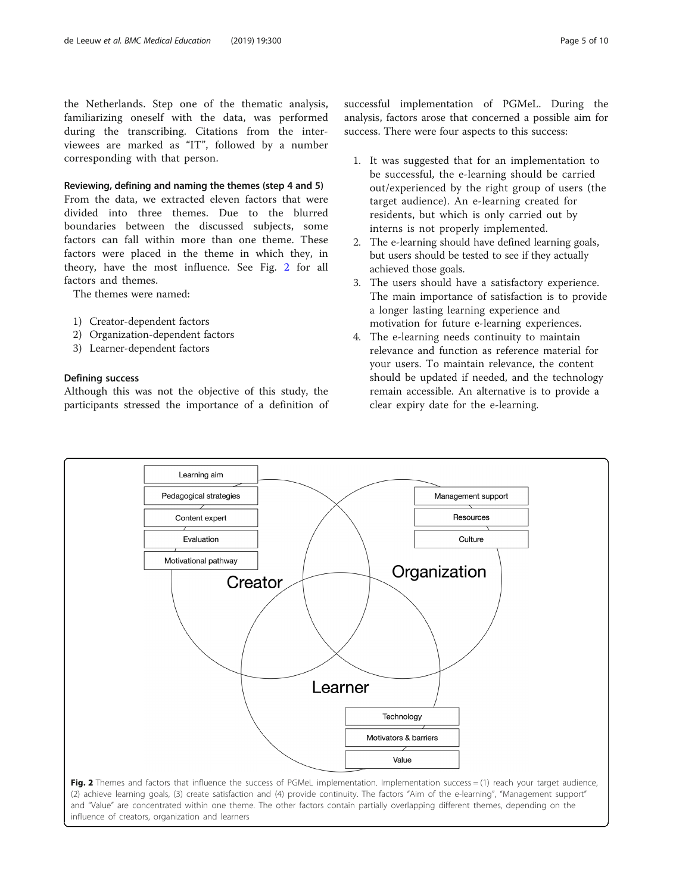the Netherlands. Step one of the thematic analysis, familiarizing oneself with the data, was performed during the transcribing. Citations from the interviewees are marked as "IT", followed by a number corresponding with that person.

#### Reviewing, defining and naming the themes (step 4 and 5)

From the data, we extracted eleven factors that were divided into three themes. Due to the blurred boundaries between the discussed subjects, some factors can fall within more than one theme. These factors were placed in the theme in which they, in theory, have the most influence. See Fig. 2 for all factors and themes.

The themes were named:

1) Creator-dependent factors
2) Organization-dependent factors
3) Learner-dependent factors

#### Defining success

Although this was not the objective of this study, the participants stressed the importance of a definition of successful implementation of PGMeL. During the analysis, factors arose that concerned a possible aim for success. There were four aspects to this success:

1. It was suggested that for an implementation to be successful, the e-learning should be carried out/experienced by the right group of users (the target audience). An e-learning created for residents, but which is only carried out by interns is not properly implemented.
2. The e-learning should have defined learning goals, but users should be tested to see if they actually achieved those goals.
3. The users should have a satisfactory experience. The main importance of satisfaction is to provide a longer lasting learning experience and motivation for future e-learning experiences.
4. The e-learning needs continuity to maintain relevance and function as reference material for your users. To maintain relevance, the content should be updated if needed, and the technology remain accessible. An alternative is to provide a clear expiry date for the e-learning.

**Fig. 2** Themes and factors that influence the success of PGMeL implementation. Implementation success = (1) reach your target audience, (2) achieve learning goals, (3) create satisfaction and (4) provide continuity. The factors "Aim of the e-learning", "Management support" and "Value" are concentrated within one theme. The other factors contain partially overlapping different themes, depending on the influence of creators, organization and learners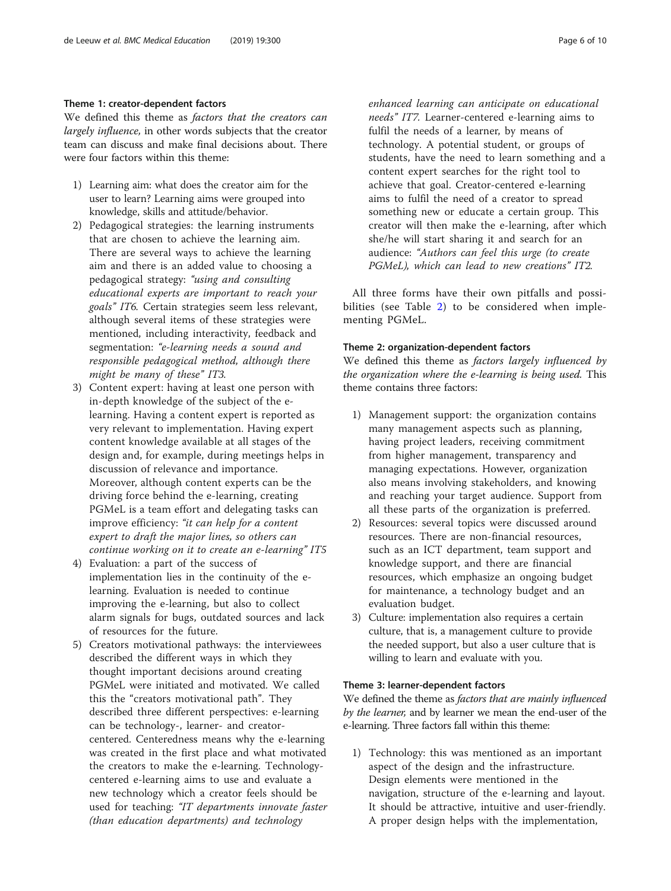### Theme 1: creator-dependent factors

We defined this theme as *factors that the creators can largely influence,* in other words subjects that the creator team can discuss and make final decisions about. There were four factors within this theme:

1) Learning aim: what does the creator aim for the user to learn? Learning aims were grouped into knowledge, skills and attitude/behavior.
2) Pedagogical strategies: the learning instruments that are chosen to achieve the learning aim. There are several ways to achieve the learning aim and there is an added value to choosing a pedagogical strategy: *"using and consulting educational experts are important to reach your goals" IT6.* Certain strategies seem less relevant, although several items of these strategies were mentioned, including interactivity, feedback and segmentation: *"e-learning needs a sound and responsible pedagogical method, although there might be many of these" IT3.*
3) Content expert: having at least one person with in-depth knowledge of the subject of the e-learning. Having a content expert is reported as very relevant to implementation. Having expert content knowledge available at all stages of the design and, for example, during meetings helps in discussion of relevance and importance. Moreover, although content experts can be the driving force behind the e-learning, creating PGMeL is a team effort and delegating tasks can improve efficiency: *"it can help for a content expert to draft the major lines, so others can continue working on it to create an e-learning" IT5*
4) Evaluation: a part of the success of implementation lies in the continuity of the e-learning. Evaluation is needed to continue improving the e-learning, but also to collect alarm signals for bugs, outdated sources and lack of resources for the future.
5) Creators motivational pathways: the interviewees described the different ways in which they thought important decisions around creating PGMeL were initiated and motivated. We called this the "creators motivational path". They described three different perspectives: e-learning can be technology-, learner- and creator-centered. Centeredness means why the e-learning was created in the first place and what motivated the creators to make the e-learning. Technology-centered e-learning aims to use and evaluate a new technology which a creator feels should be used for teaching: *"IT departments innovate faster (than education departments) and technology enhanced learning can anticipate on educational needs" IT7.* Learner-centered e-learning aims to fulfil the needs of a learner, by means of technology. A potential student, or groups of students, have the need to learn something and a content expert searches for the right tool to achieve that goal. Creator-centered e-learning aims to fulfil the need of a creator to spread something new or educate a certain group. This creator will then make the e-learning, after which she/he will start sharing it and search for an audience: *"Authors can feel this urge (to create PGMeL), which can lead to new creations" IT2.*

All three forms have their own pitfalls and possibilities (see Table 2) to be considered when implementing PGMeL.

### Theme 2: organization-dependent factors

We defined this theme as *factors largely influenced by the organization where the e-learning is being used.* This theme contains three factors:

1) Management support: the organization contains many management aspects such as planning, having project leaders, receiving commitment from higher management, transparency and managing expectations. However, organization also means involving stakeholders, and knowing and reaching your target audience. Support from all these parts of the organization is preferred.
2) Resources: several topics were discussed around resources. There are non-financial resources, such as an ICT department, team support and knowledge support, and there are financial resources, which emphasize an ongoing budget for maintenance, a technology budget and an evaluation budget.
3) Culture: implementation also requires a certain culture, that is, a management culture to provide the needed support, but also a user culture that is willing to learn and evaluate with you.

### Theme 3: learner-dependent factors

We defined the theme as *factors that are mainly influenced by the learner,* and by learner we mean the end-user of the e-learning. Three factors fall within this theme:

1) Technology: this was mentioned as an important aspect of the design and the infrastructure. Design elements were mentioned in the navigation, structure of the e-learning and layout. It should be attractive, intuitive and user-friendly. A proper design helps with the implementation,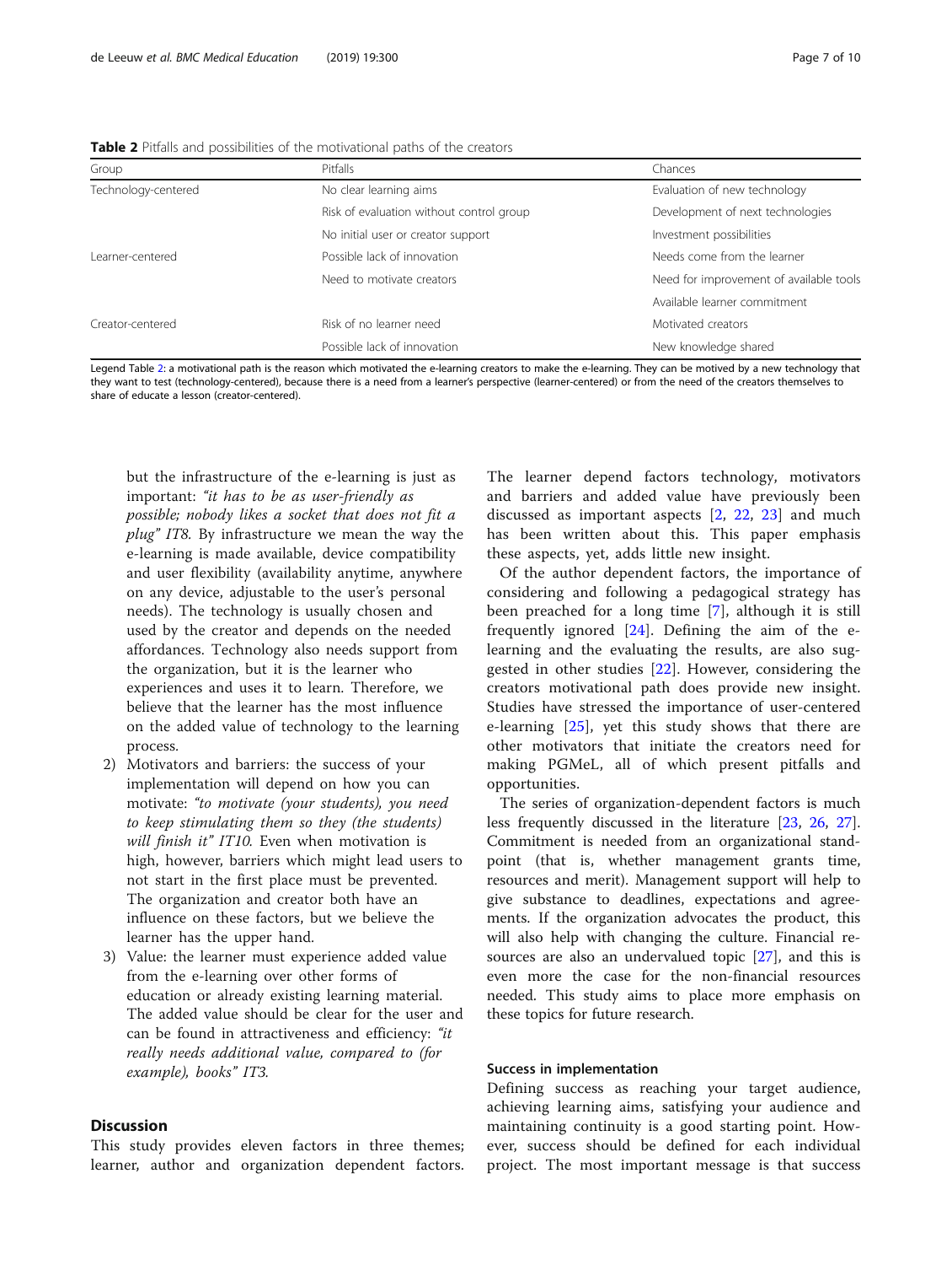**Table 2** Pitfalls and possibilities of the motivational paths of the creators

| Group | Pitfalls | Chances |
| --- | --- | --- |
| Technology-centered | No clear learning aims | Evaluation of new technology |
| | Risk of evaluation without control group | Development of next technologies |
| | No initial user or creator support | Investment possibilities |
| Learner-centered | Possible lack of innovation | Needs come from the learner |
| | Need to motivate creators | Need for improvement of available tools |
| | | Available learner commitment |
| Creator-centered | Risk of no learner need | Motivated creators |
| | Possible lack of innovation | New knowledge shared |

Legend Table 2: a motivational path is the reason which motivated the e-learning creators to make the e-learning. They can be motived by a new technology that they want to test (technology-centered), because there is a need from a learner's perspective (learner-centered) or from the need of the creators themselves to share of educate a lesson (creator-centered).

but the infrastructure of the e-learning is just as important: *"it has to be as user-friendly as possible; nobody likes a socket that does not fit a plug" IT8.* By infrastructure we mean the way the e-learning is made available, device compatibility and user flexibility (availability anytime, anywhere on any device, adjustable to the user's personal needs). The technology is usually chosen and used by the creator and depends on the needed affordances. Technology also needs support from the organization, but it is the learner who experiences and uses it to learn. Therefore, we believe that the learner has the most influence on the added value of technology to the learning process.

2) Motivators and barriers: the success of your implementation will depend on how you can motivate: *"to motivate (your students), you need to keep stimulating them so they (the students) will finish it" IT10.* Even when motivation is high, however, barriers which might lead users to not start in the first place must be prevented. The organization and creator both have an influence on these factors, but we believe the learner has the upper hand.
3) Value: the learner must experience added value from the e-learning over other forms of education or already existing learning material. The added value should be clear for the user and can be found in attractiveness and efficiency: *"it really needs additional value, compared to (for example), books" IT3.*

## Discussion

This study provides eleven factors in three themes; learner, author and organization dependent factors. The learner depend factors technology, motivators and barriers and added value have previously been discussed as important aspects [2, 22, 23] and much has been written about this. This paper emphasis these aspects, yet, adds little new insight.

Of the author dependent factors, the importance of considering and following a pedagogical strategy has been preached for a long time [7], although it is still frequently ignored [24]. Defining the aim of the e-learning and the evaluating the results, are also suggested in other studies [22]. However, considering the creators motivational path does provide new insight. Studies have stressed the importance of user-centered e-learning [25], yet this study shows that there are other motivators that initiate the creators need for making PGMeL, all of which present pitfalls and opportunities.

The series of organization-dependent factors is much less frequently discussed in the literature [23, 26, 27]. Commitment is needed from an organizational standpoint (that is, whether management grants time, resources and merit). Management support will help to give substance to deadlines, expectations and agreements. If the organization advocates the product, this will also help with changing the culture. Financial resources are also an undervalued topic [27], and this is even more the case for the non-financial resources needed. This study aims to place more emphasis on these topics for future research.

### Success in implementation

Defining success as reaching your target audience, achieving learning aims, satisfying your audience and maintaining continuity is a good starting point. However, success should be defined for each individual project. The most important message is that success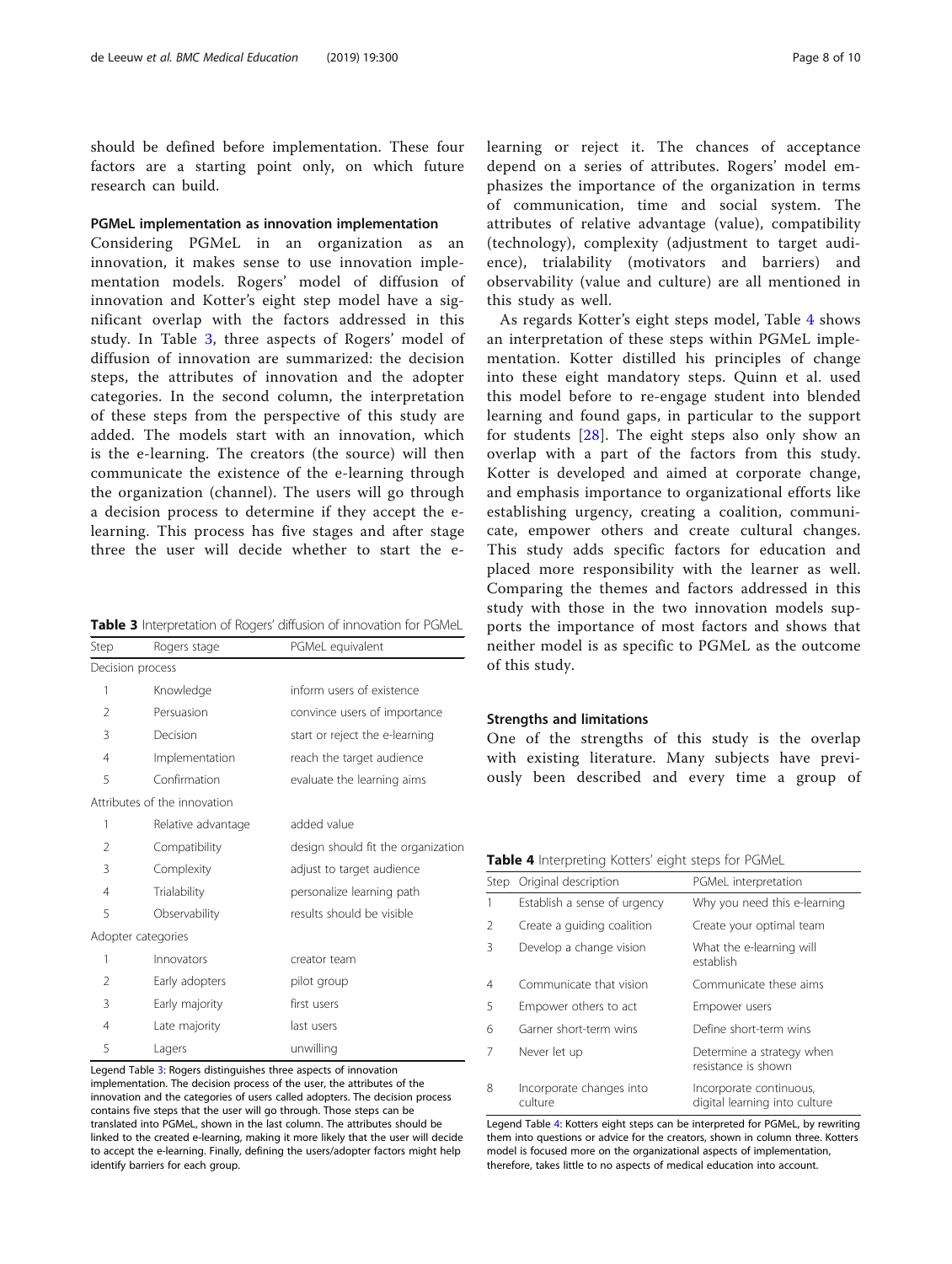should be defined before implementation. These four factors are a starting point only, on which future research can build.

### PGMeL implementation as innovation implementation

Considering PGMeL in an organization as an innovation, it makes sense to use innovation implementation models. Rogers' model of diffusion of innovation and Kotter's eight step model have a significant overlap with the factors addressed in this study. In Table 3, three aspects of Rogers' model of diffusion of innovation are summarized: the decision steps, the attributes of innovation and the adopter categories. In the second column, the interpretation of these steps from the perspective of this study are added. The models start with an innovation, which is the e-learning. The creators (the source) will then communicate the existence of the e-learning through the organization (channel). The users will go through a decision process to determine if they accept the e-learning. This process has five stages and after stage three the user will decide whether to start the e-learning or reject it. The chances of acceptance depend on a series of attributes. Rogers' model emphasizes the importance of the organization in terms of communication, time and social system. The attributes of relative advantage (value), compatibility (technology), complexity (adjustment to target audience), trialability (motivators and barriers) and observability (value and culture) are all mentioned in this study as well.

**Table 3** Interpretation of Rogers' diffusion of innovation for PGMeL

| Step | Rogers stage | PGMeL equivalent |
|---|---|---|
| Decision process | | |
| 1 | Knowledge | inform users of existence |
| 2 | Persuasion | convince users of importance |
| 3 | Decision | start or reject the e-learning |
| 4 | Implementation | reach the target audience |
| 5 | Confirmation | evaluate the learning aims |
| Attributes of the innovation | | |
| 1 | Relative advantage | added value |
| 2 | Compatibility | design should fit the organization |
| 3 | Complexity | adjust to target audience |
| 4 | Trialability | personalize learning path |
| 5 | Observability | results should be visible |
| Adopter categories | | |
| 1 | Innovators | creator team |
| 2 | Early adopters | pilot group |
| 3 | Early majority | first users |
| 4 | Late majority | last users |
| 5 | Lagers | unwilling |

Legend Table 3: Rogers distinguishes three aspects of innovation implementation. The decision process of the user, the attributes of the innovation and the categories of users called adopters. The decision process contains five steps that the user will go through. Those steps can be translated into PGMeL, shown in the last column. The attributes should be linked to the created e-learning, making it more likely that the user will decide to accept the e-learning. Finally, defining the users/adopter factors might help identify barriers for each group.

As regards Kotter's eight steps model, Table 4 shows an interpretation of these steps within PGMeL implementation. Kotter distilled his principles of change into these eight mandatory steps. Quinn et al. used this model before to re-engage student into blended learning and found gaps, in particular to the support for students [28]. The eight steps also only show an overlap with a part of the factors from this study. Kotter is developed and aimed at corporate change, and emphasis importance to organizational efforts like establishing urgency, creating a coalition, communicate, empower others and create cultural changes. This study adds specific factors for education and placed more responsibility with the learner as well. Comparing the themes and factors addressed in this study with those in the two innovation models supports the importance of most factors and shows that neither model is as specific to PGMeL as the outcome of this study.

**Table 4** Interpreting Kotters' eight steps for PGMeL

| Step | Original description | PGMeL interpretation |
|---|---|---|
| 1 | Establish a sense of urgency | Why you need this e-learning |
| 2 | Create a guiding coalition | Create your optimal team |
| 3 | Develop a change vision | What the e-learning will establish |
| 4 | Communicate that vision | Communicate these aims |
| 5 | Empower others to act | Empower users |
| 6 | Garner short-term wins | Define short-term wins |
| 7 | Never let up | Determine a strategy when resistance is shown |
| 8 | Incorporate changes into culture | Incorporate continuous, digital learning into culture |

Legend Table 4: Kotters eight steps can be interpreted for PGMeL, by rewriting them into questions or advice for the creators, shown in column three. Kotters model is focused more on the organizational aspects of implementation, therefore, takes little to no aspects of medical education into account.

### Strengths and limitations

One of the strengths of this study is the overlap with existing literature. Many subjects have previously been described and every time a group of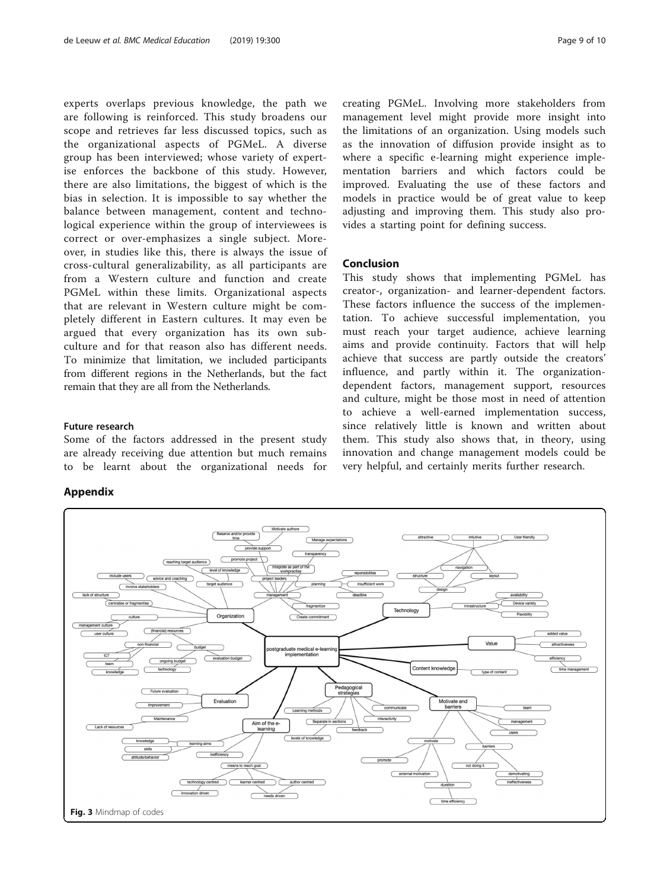experts overlaps previous knowledge, the path we are following is reinforced. This study broadens our scope and retrieves far less discussed topics, such as the organizational aspects of PGMeL. A diverse group has been interviewed; whose variety of expertise enforces the backbone of this study. However, there are also limitations, the biggest of which is the bias in selection. It is impossible to say whether the balance between management, content and technological experience within the group of interviewees is correct or over-emphasizes a single subject. Moreover, in studies like this, there is always the issue of cross-cultural generalizability, as all participants are from a Western culture and function and create PGMeL within these limits. Organizational aspects that are relevant in Western culture might be completely different in Eastern cultures. It may even be argued that every organization has its own subculture and for that reason also has different needs. To minimize that limitation, we included participants from different regions in the Netherlands, but the fact remain that they are all from the Netherlands.

#### Future research

Some of the factors addressed in the present study are already receiving due attention but much remains to be learnt about the organizational needs for creating PGMeL. Involving more stakeholders from management level might provide more insight into the limitations of an organization. Using models such as the innovation of diffusion provide insight as to where a specific e-learning might experience implementation barriers and which factors could be improved. Evaluating the use of these factors and models in practice would be of great value to keep adjusting and improving them. This study also provides a starting point for defining success.

## Conclusion

This study shows that implementing PGMeL has creator-, organization- and learner-dependent factors. These factors influence the success of the implementation. To achieve successful implementation, you must reach your target audience, achieve learning aims and provide continuity. Factors that will help achieve that success are partly outside the creators' influence, and partly within it. The organization-dependent factors, management support, resources and culture, might be those most in need of attention to achieve a well-earned implementation success, since relatively little is known and written about them. This study also shows that, in theory, using innovation and change management models could be very helpful, and certainly merits further research.

## Appendix

postgraduate medical e-learning implementation

Organization
Motivate authors
Reserve and/or provide time
provide support
Manage expectations
transparency
promote project
integrate as part of the workpractise
reaching target audience
level of knowledge
project leaders
include users
advice and coaching
target audience
reponsibilites
planning
insufficient work
involve stakeholders
management
deadline
lack of structure
centralise or fragmentise
fragmentize
Create commitment
culture
management culture
user culture
(financial) resources
non-financial
budget
ICT
evaluation budget
team
ongoing budget
knowledge
technology

Technology
attractive
intuitive
User friendly
navigation
structure
layout
design
availability
infrastructure
Device variety
Flexibility

Value
added value
attractiveness
efficiency
time management

Content knowledge
type of content

Evaluation
Future evaluation
Improvement
Maintenance
Lack of resources

Aim of the e-learning
knowledge
learning aims
skills
attitude/behavior
inefficiency
means to reach goal
technology centred
learner centred
author centred
innovation driven
needs driven

Pedagogical strategies
Learning methods
communicate
interactivity
Separate in sections
feedback
levels of knowledge

Motivate and barriers
team
management
users
motivate
barriers
promote
not doing it
demotivating
external motivation
ineffectiveness
duration
time efficiency

**Fig. 3** Mindmap of codes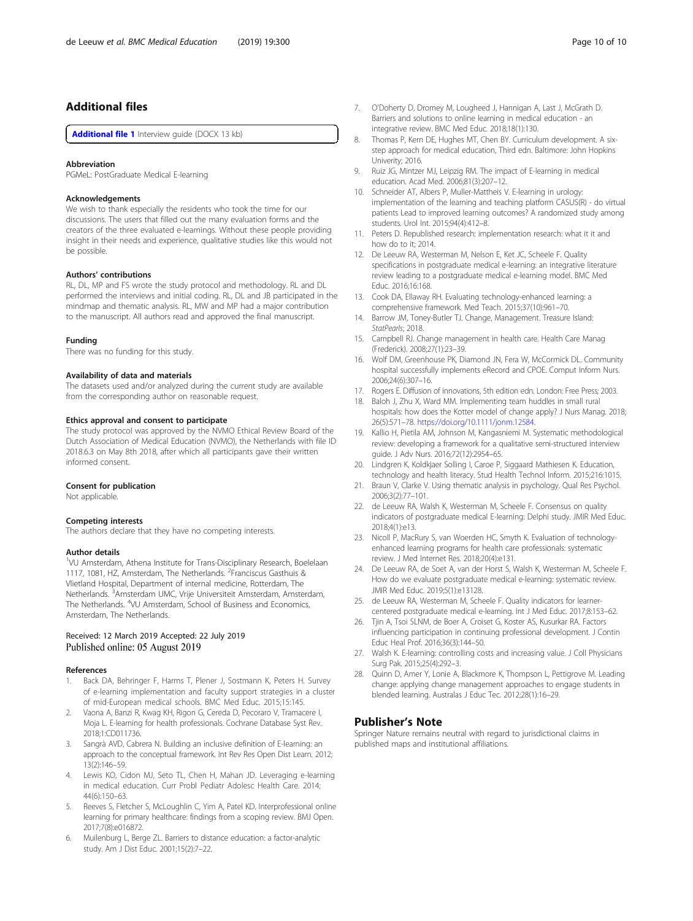## Additional files

**Additional file 1** Interview guide (DOCX 13 kb)

### Abbreviation

PGMeL: PostGraduate Medical E-learning

### Acknowledgements

We wish to thank especially the residents who took the time for our discussions. The users that filled out the many evaluation forms and the creators of the three evaluated e-learnings. Without these people providing insight in their needs and experience, qualitative studies like this would not be possible.

### Authors' contributions

RL, DL, MP and FS wrote the study protocol and methodology. RL and DL performed the interviews and initial coding. RL, DL and JB participated in the mindmap and thematic analysis. RL, MW and MP had a major contribution to the manuscript. All authors read and approved the final manuscript.

### Funding

There was no funding for this study.

### Availability of data and materials

The datasets used and/or analyzed during the current study are available from the corresponding author on reasonable request.

### Ethics approval and consent to participate

The study protocol was approved by the NVMO Ethical Review Board of the Dutch Association of Medical Education (NVMO), the Netherlands with file ID 2018.6.3 on May 8th 2018, after which all participants gave their written informed consent.

### Consent for publication

Not applicable.

### Competing interests

The authors declare that they have no competing interests.

### Author details

[1]VU Amsterdam, Athena Institute for Trans-Disciplinary Research, Boelelaan 1117, 1081, HZ, Amsterdam, The Netherlands. [2]Franciscus Gasthuis & Vlietland Hospital, Department of internal medicine, Rotterdam, The Netherlands. [3]Amsterdam UMC, Vrije Universiteit Amsterdam, Amsterdam, The Netherlands. [4]VU Amsterdam, School of Business and Economics, Amsterdam, The Netherlands.

Received: 12 March 2019 Accepted: 22 July 2019
Published online: 05 August 2019

### References

1. Back DA, Behringer F, Harms T, Plener J, Sostmann K, Peters H. Survey of e-learning implementation and faculty support strategies in a cluster of mid-European medical schools. BMC Med Educ. 2015;15:145.
2. Vaona A, Banzi R, Kwag KH, Rigon G, Cereda D, Pecoraro V, Tramacere I, Moja L. E-learning for health professionals. Cochrane Database Syst Rev. 2018;1:CD011736.
3. Sangrà AVD, Cabrera N. Building an inclusive definition of E-learning: an approach to the conceptual framework. Int Rev Res Open Dist Learn. 2012;13(2):146–59.
4. Lewis KO, Cidon MJ, Seto TL, Chen H, Mahan JD. Leveraging e-learning in medical education. Curr Probl Pediatr Adolesc Health Care. 2014;44(6):150–63.
5. Reeves S, Fletcher S, McLoughlin C, Yim A, Patel KD. Interprofessional online learning for primary healthcare: findings from a scoping review. BMJ Open. 2017;7(8):e016872.
6. Muilenburg L, Berge ZL. Barriers to distance education: a factor-analytic study. Am J Dist Educ. 2001;15(2):7–22.
7. O'Doherty D, Dromey M, Lougheed J, Hannigan A, Last J, McGrath D. Barriers and solutions to online learning in medical education - an integrative review. BMC Med Educ. 2018;18(1):130.
8. Thomas P, Kern DE, Hughes MT, Chen BY. Curriculum development. A six-step approach for medical education, Third edn. Baltimore: John Hopkins Univeriity; 2016.
9. Ruiz JG, Mintzer MJ, Leipzig RM. The impact of E-learning in medical education. Acad Med. 2006;81(3):207–12.
10. Schneider AT, Albers P, Muller-Mattheis V. E-learning in urology: implementation of the learning and teaching platform CASUS(R) - do virtual patients Lead to improved learning outcomes? A randomized study among students. Urol Int. 2015;94(4):412–8.
11. Peters D. Republished research: implementation research: what it it and how do to it; 2014.
12. De Leeuw RA, Westerman M, Nelson E, Ket JC, Scheele F. Quality specifications in postgraduate medical e-learning: an integrative literature review leading to a postgraduate medical e-learning model. BMC Med Educ. 2016;16:168.
13. Cook DA, Ellaway RH. Evaluating technology-enhanced learning: a comprehensive framework. Med Teach. 2015;37(10):961–70.
14. Barrow JM, Toney-Butler TJ. Change, Management. Treasure Island: *StatPearls*; 2018.
15. Campbell RJ. Change management in health care. Health Care Manag (Frederick). 2008;27(1):23–39.
16. Wolf DM, Greenhouse PK, Diamond JN, Fera W, McCormick DL. Community hospital successfully implements eRecord and CPOE. Comput Inform Nurs. 2006;24(6):307–16.
17. Rogers E. Diffusion of innovations, 5th edition edn. London: Free Press; 2003.
18. Baloh J, Zhu X, Ward MM. Implementing team huddles in small rural hospitals: how does the Kotter model of change apply? J Nurs Manag. 2018;26(5):571–78. https://doi.org/10.1111/jonm.12584.
19. Kallio H, Pietila AM, Johnson M, Kangasniemi M. Systematic methodological review: developing a framework for a qualitative semi-structured interview guide. J Adv Nurs. 2016;72(12):2954–65.
20. Lindgren K, Koldkjaer Solling I, Caroe P, Siggaard Mathiesen K. Education, technology and health literacy. Stud Health Technol Inform. 2015;216:1015.
21. Braun V, Clarke V. Using thematic analysis in psychology. Qual Res Psychol. 2006;3(2):77–101.
22. de Leeuw RA, Walsh K, Westerman M, Scheele F. Consensus on quality indicators of postgraduate medical E-learning: Delphi study. JMIR Med Educ. 2018;4(1):e13.
23. Nicoll P, MacRury S, van Woerden HC, Smyth K. Evaluation of technology-enhanced learning programs for health care professionals: systematic review. J Med Internet Res. 2018;20(4):e131.
24. De Leeuw RA, de Soet A, van der Horst S, Walsh K, Westerman M, Scheele F. How do we evaluate postgraduate medical e-learning: systematic review. JMIR Med Educ. 2019;5(1):e13128.
25. de Leeuw RA, Westerman M, Scheele F. Quality indicators for learner-centered postgraduate medical e-learning. Int J Med Educ. 2017;8:153–62.
26. Tjin A, Tsoi SLNM, de Boer A, Croiset G, Koster AS, Kusurkar RA. Factors influencing participation in continuing professional development. J Contin Educ Heal Prof. 2016;36(3):144–50.
27. Walsh K. E-learning: controlling costs and increasing value. J Coll Physicians Surg Pak. 2015;25(4):292–3.
28. Quinn D, Amer Y, Lonie A, Blackmore K, Thompson L, Pettigrove M. Leading change: applying change management approaches to engage students in blended learning. Australas J Educ Tec. 2012;28(1):16–29.

## Publisher's Note

Springer Nature remains neutral with regard to jurisdictional claims in published maps and institutional affiliations.